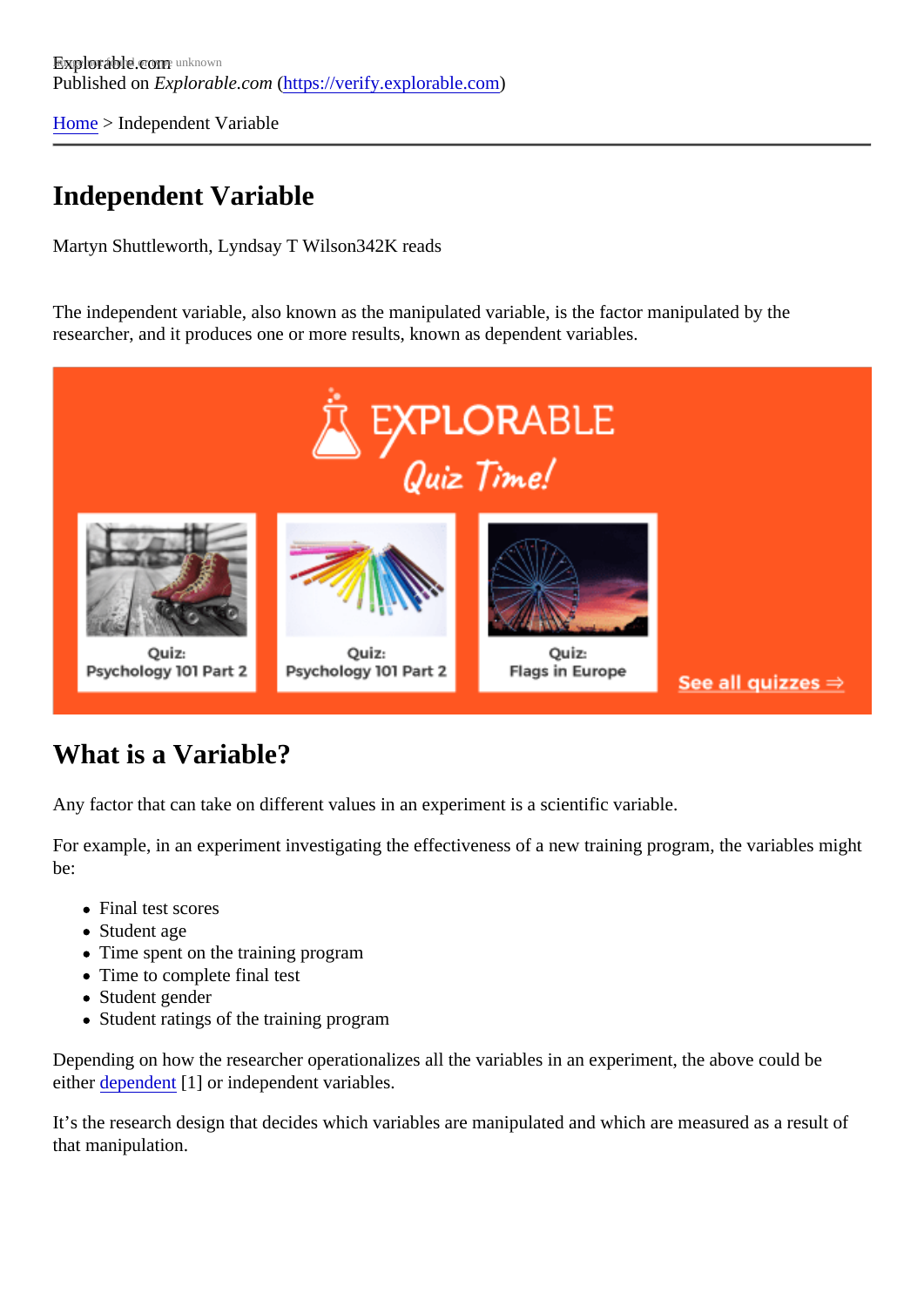Explorable.com
Published on *Explorable.com* (https://verify.explorable.com)

Home > Independent Variable

# Independent Variable

Martyn Shuttleworth, Lyndsay T Wilson342K reads

The independent variable, also known as the manipulated variable, is the factor manipulated by the researcher, and it produces one or more results, known as dependent variables.

## What is a Variable?

Any factor that can take on different values in an experiment is a scientific variable.

For example, in an experiment investigating the effectiveness of a new training program, the variables might be:

- Final test scores
- Student age
- Time spent on the training program
- Time to complete final test
- Student gender
- Student ratings of the training program

Depending on how the researcher operationalizes all the variables in an experiment, the above could be either dependent [1] or independent variables.

It's the research design that decides which variables are manipulated and which are measured as a result of that manipulation.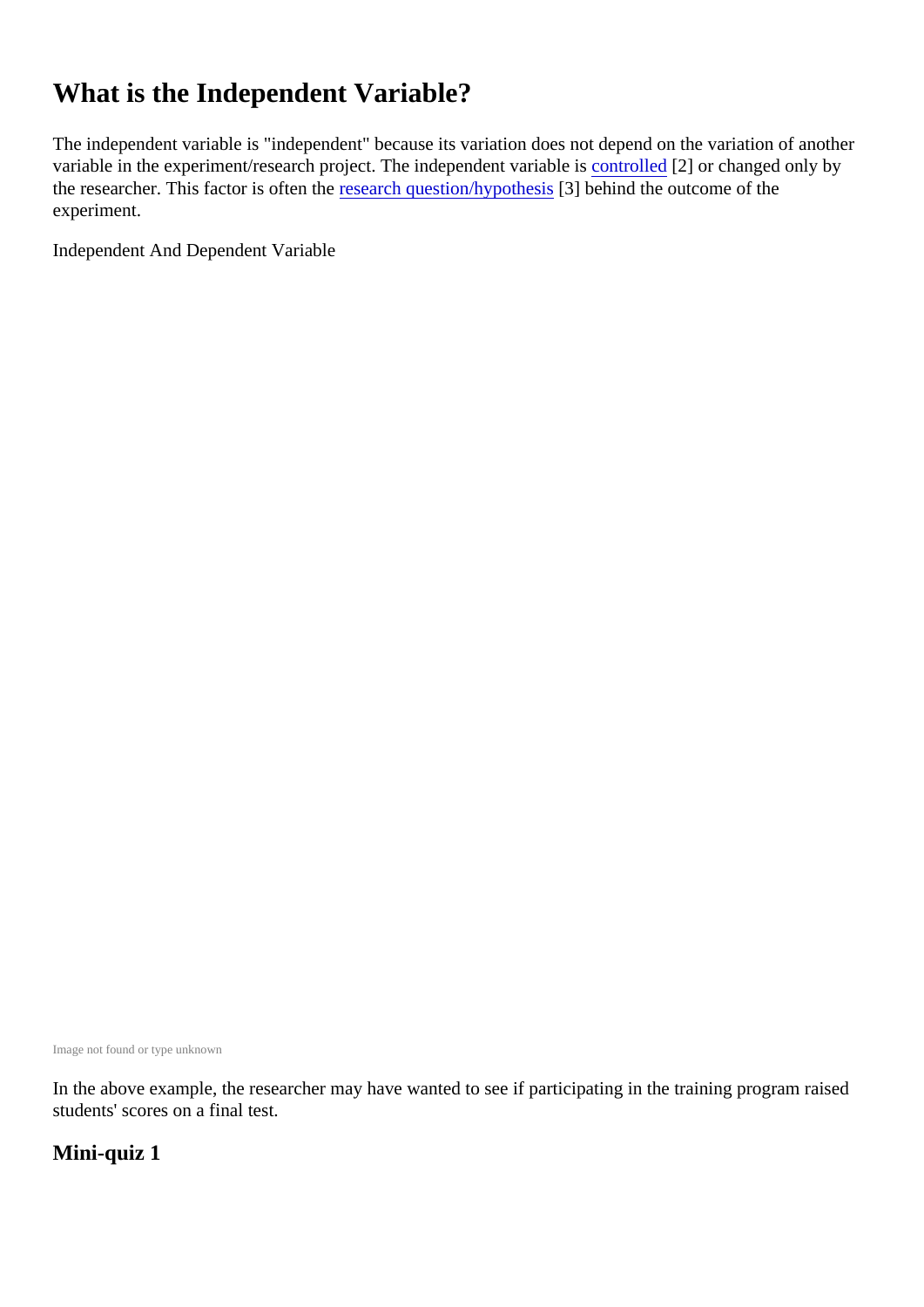## What is the Independent Variable?

The independent variable is "independent" because its variation does not depend on the variation of another variable in the experiment/research project. The independent variable is controlled [2] or changed only by the researcher. This factor is often the research question/hypothesis [3] behind the outcome of the experiment.

Independent And Dependent Variable

Image not found or type unknown

In the above example, the researcher may have wanted to see if participating in the training program raised students' scores on a final test.

### Mini-quiz 1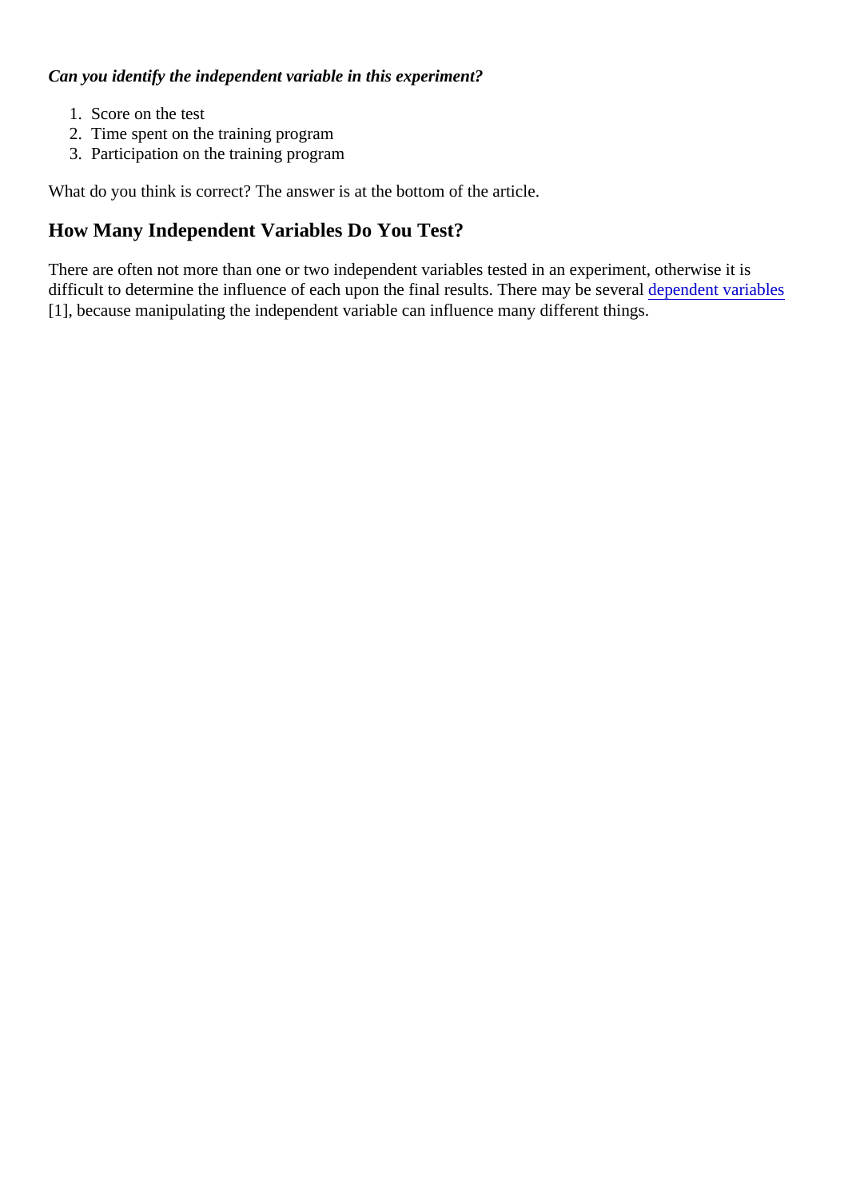***Can you identify the independent variable in this experiment?***

1. Score on the test
2. Time spent on the training program
3. Participation on the training program

What do you think is correct? The answer is at the bottom of the article.

## How Many Independent Variables Do You Test?

There are often not more than one or two independent variables tested in an experiment, otherwise it is difficult to determine the influence of each upon the final results. There may be several dependent variables [1], because manipulating the independent variable can influence many different things.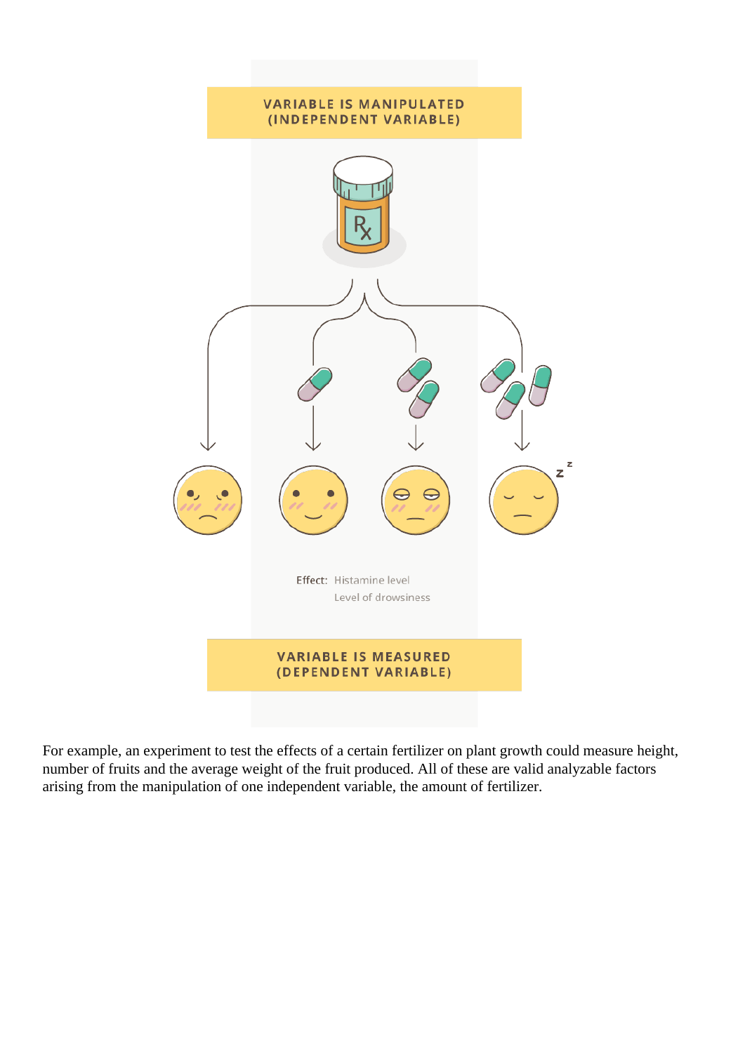VARIABLE IS MANIPULATED
(INDEPENDENT VARIABLE)

Effect: Histamine level
Level of drowsiness

VARIABLE IS MEASURED
(DEPENDENT VARIABLE)

For example, an experiment to test the effects of a certain fertilizer on plant growth could measure height, number of fruits and the average weight of the fruit produced. All of these are valid analyzable factors arising from the manipulation of one independent variable, the amount of fertilizer.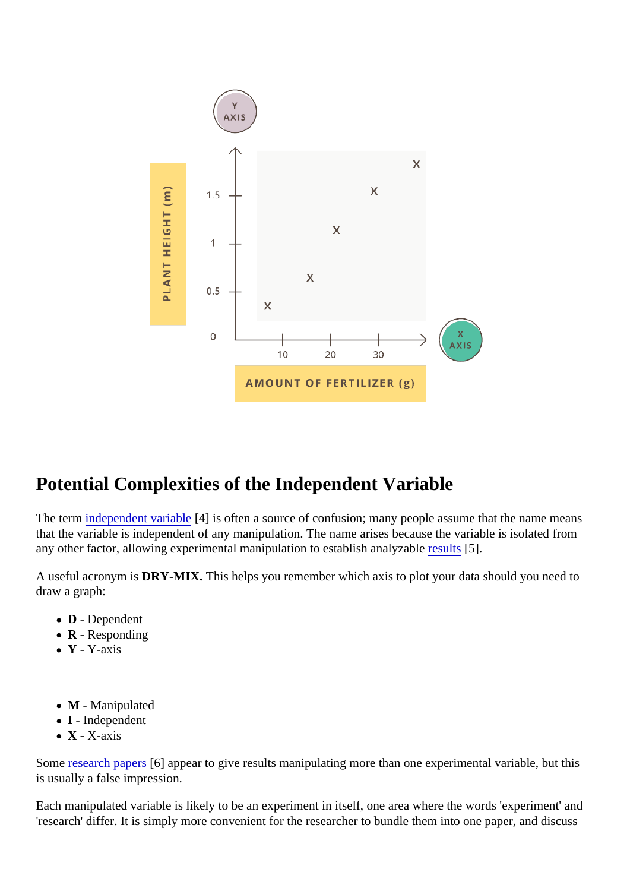## Potential Complexities of the Independent Variable

The term independent variable [4] is often a source of confusion; many people assume that the name means that the variable is independent of any manipulation. The name arises because the variable is isolated from any other factor, allowing experimental manipulation to establish analyzable results [5].

A useful acronym is **DRY-MIX.** This helps you remember which axis to plot your data should you need to draw a graph:

- **D** - Dependent
- **R** - Responding
- **Y** - Y-axis

- **M** - Manipulated
- **I** - Independent
- **X** - X-axis

Some research papers [6] appear to give results manipulating more than one experimental variable, but this is usually a false impression.

Each manipulated variable is likely to be an experiment in itself, one area where the words 'experiment' and 'research' differ. It is simply more convenient for the researcher to bundle them into one paper, and discuss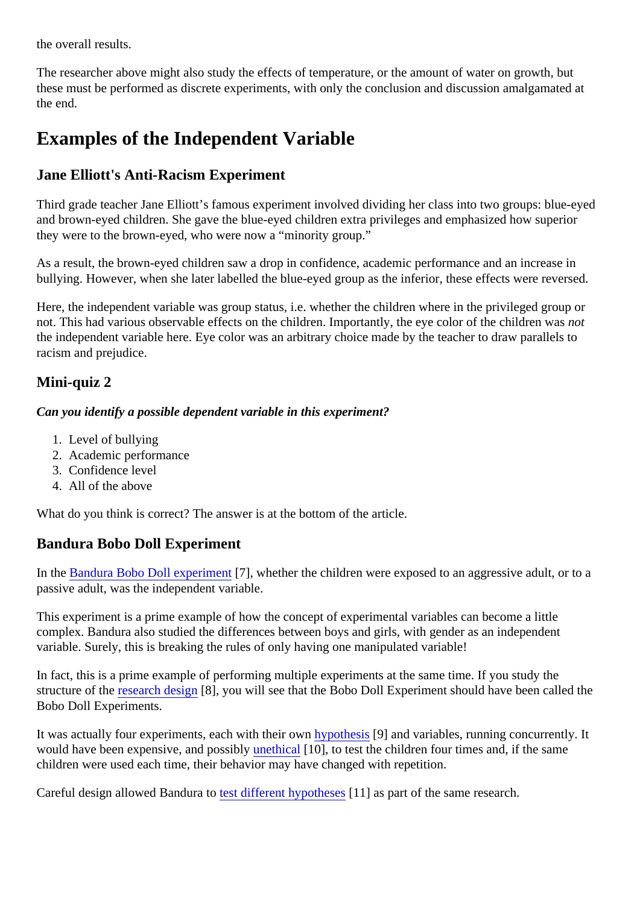the overall results.

The researcher above might also study the effects of temperature, or the amount of water on growth, but these must be performed as discrete experiments, with only the conclusion and discussion amalgamated at the end.

# Examples of the Independent Variable

## Jane Elliott's Anti-Racism Experiment

Third grade teacher Jane Elliott's famous experiment involved dividing her class into two groups: blue-eyed and brown-eyed children. She gave the blue-eyed children extra privileges and emphasized how superior they were to the brown-eyed, who were now a "minority group."

As a result, the brown-eyed children saw a drop in confidence, academic performance and an increase in bullying. However, when she later labelled the blue-eyed group as the inferior, these effects were reversed.

Here, the independent variable was group status, i.e. whether the children where in the privileged group or not. This had various observable effects on the children. Importantly, the eye color of the children was *not* the independent variable here. Eye color was an arbitrary choice made by the teacher to draw parallels to racism and prejudice.

## Mini-quiz 2

*Can you identify a possible dependent variable in this experiment?*

1. Level of bullying
2. Academic performance
3. Confidence level
4. All of the above

What do you think is correct? The answer is at the bottom of the article.

## Bandura Bobo Doll Experiment

In the Bandura Bobo Doll experiment [7], whether the children were exposed to an aggressive adult, or to a passive adult, was the independent variable.

This experiment is a prime example of how the concept of experimental variables can become a little complex. Bandura also studied the differences between boys and girls, with gender as an independent variable. Surely, this is breaking the rules of only having one manipulated variable!

In fact, this is a prime example of performing multiple experiments at the same time. If you study the structure of the research design [8], you will see that the Bobo Doll Experiment should have been called the Bobo Doll Experiments.

It was actually four experiments, each with their own hypothesis [9] and variables, running concurrently. It would have been expensive, and possibly unethical [10], to test the children four times and, if the same children were used each time, their behavior may have changed with repetition.

Careful design allowed Bandura to test different hypotheses [11] as part of the same research.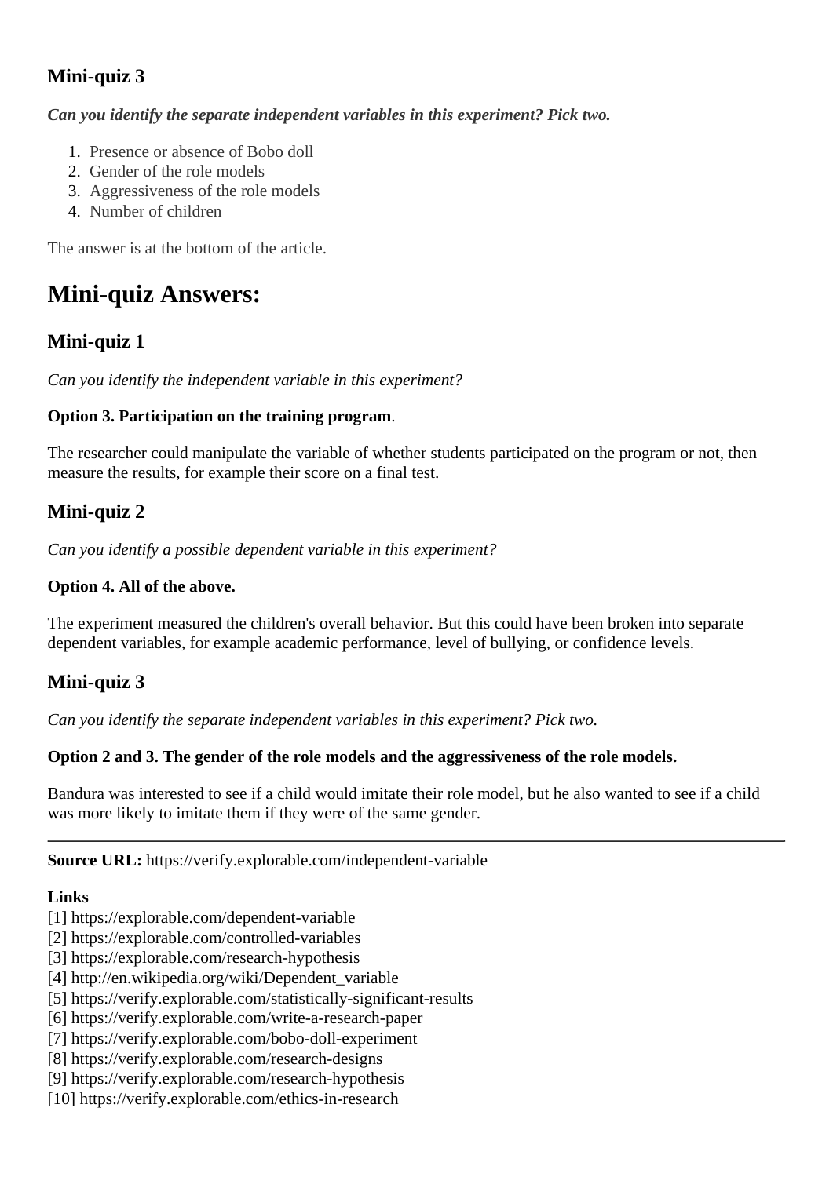### Mini-quiz 3

***Can you identify the separate independent variables in this experiment? Pick two.***

1. Presence or absence of Bobo doll
2. Gender of the role models
3. Aggressiveness of the role models
4. Number of children

The answer is at the bottom of the article.

## Mini-quiz Answers:

### Mini-quiz 1

*Can you identify the independent variable in this experiment?*

**Option 3. Participation on the training program**.

The researcher could manipulate the variable of whether students participated on the program or not, then measure the results, for example their score on a final test.

### Mini-quiz 2

*Can you identify a possible dependent variable in this experiment?*

**Option 4. All of the above.**

The experiment measured the children's overall behavior. But this could have been broken into separate dependent variables, for example academic performance, level of bullying, or confidence levels.

### Mini-quiz 3

*Can you identify the separate independent variables in this experiment? Pick two.*

**Option 2 and 3. The gender of the role models and the aggressiveness of the role models.**

Bandura was interested to see if a child would imitate their role model, but he also wanted to see if a child was more likely to imitate them if they were of the same gender.

---

**Source URL:** https://verify.explorable.com/independent-variable

**Links**

[1] https://explorable.com/dependent-variable
[2] https://explorable.com/controlled-variables
[3] https://explorable.com/research-hypothesis
[4] http://en.wikipedia.org/wiki/Dependent_variable
[5] https://verify.explorable.com/statistically-significant-results
[6] https://verify.explorable.com/write-a-research-paper
[7] https://verify.explorable.com/bobo-doll-experiment
[8] https://verify.explorable.com/research-designs
[9] https://verify.explorable.com/research-hypothesis
[10] https://verify.explorable.com/ethics-in-research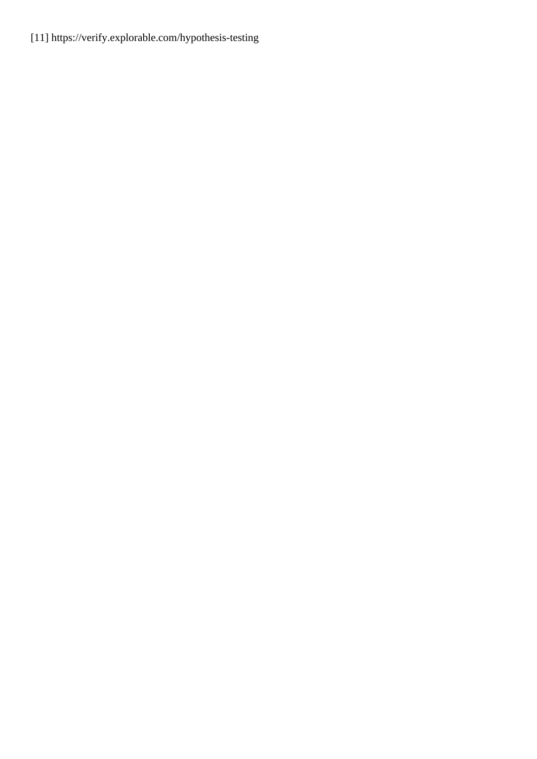[11] https://verify.explorable.com/hypothesis-testing